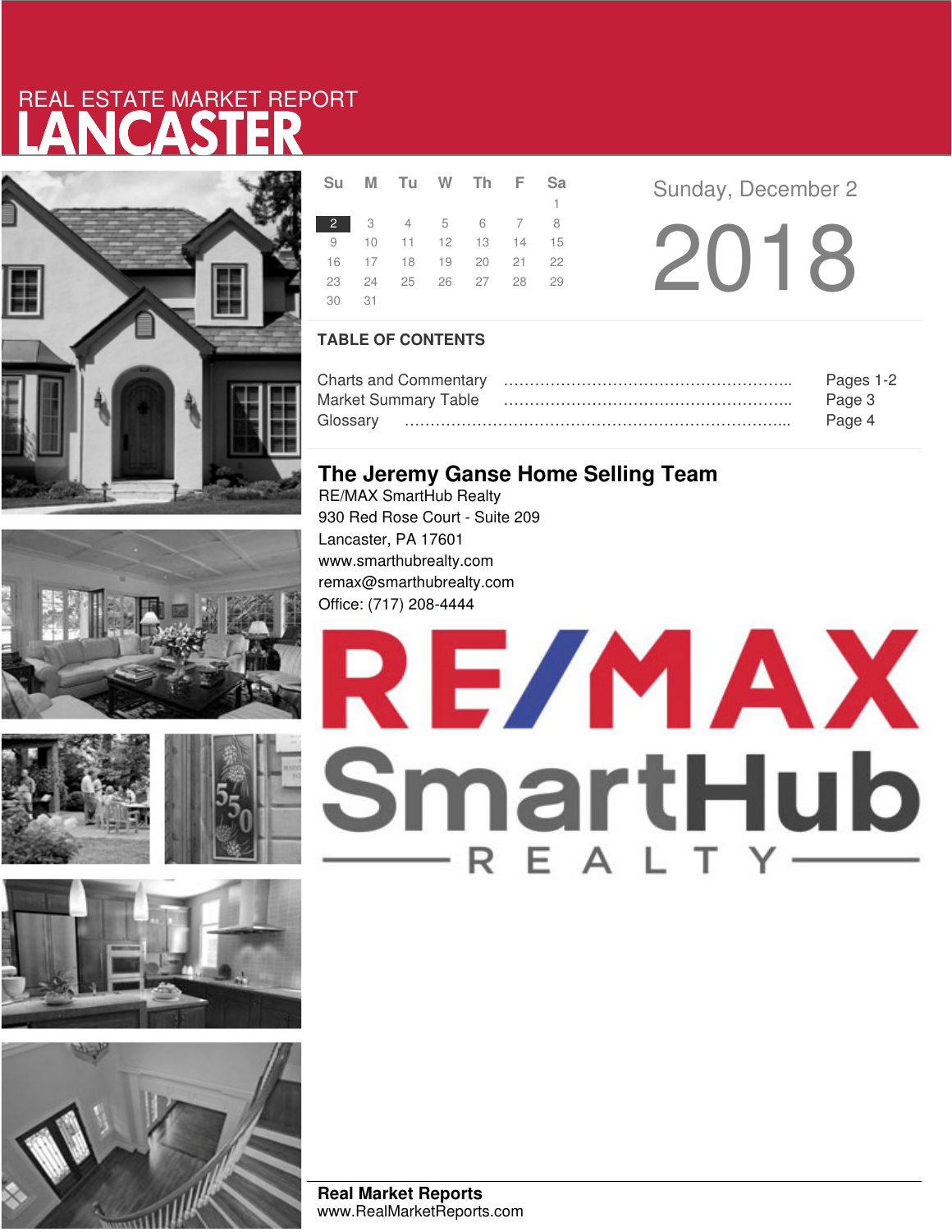REAL ESTATE MARKET REPORT

# LANCASTER

| Su | M | Tu | W | Th | F | Sa |
|---|---|---|---|---|---|---|
| | | | | | | 1 |
| 2 | 3 | 4 | 5 | 6 | 7 | 8 |
| 9 | 10 | 11 | 12 | 13 | 14 | 15 |
| 16 | 17 | 18 | 19 | 20 | 21 | 22 |
| 23 | 24 | 25 | 26 | 27 | 28 | 29 |
| 30 | 31 | | | | | |

Sunday, December 2

2018

## TABLE OF CONTENTS

Charts and Commentary ........................................ Pages 1-2
Market Summary Table ........................................ Page 3
Glossary ........................................ Page 4

## The Jeremy Ganse Home Selling Team

RE/MAX SmartHub Realty
930 Red Rose Court - Suite 209
Lancaster, PA 17601
www.smarthubrealty.com
remax@smarthubrealty.com
Office: (717) 208-4444

RE/MAX SmartHub REALTY

**Real Market Reports**
www.RealMarketReports.com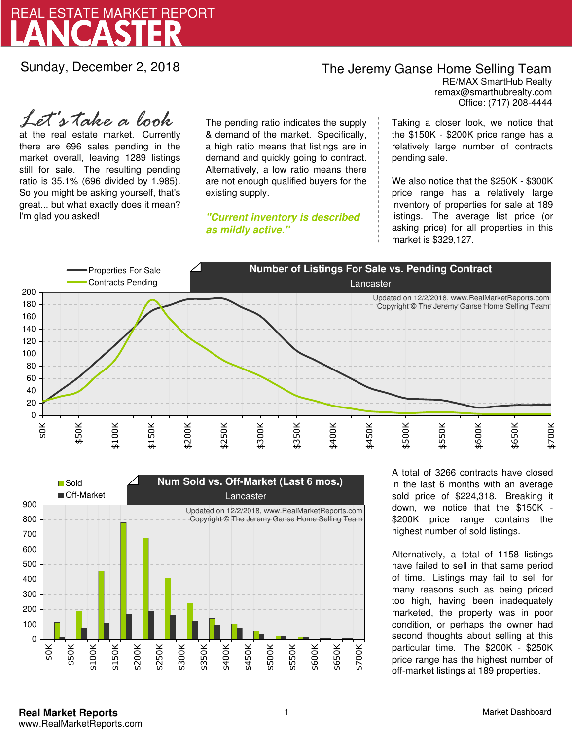# REAL ESTATE MARKET REPORT
# LANCASTER

Sunday, December 2, 2018

**The Jeremy Ganse Home Selling Team**
RE/MAX SmartHub Realty
remax@smarthubrealty.com
Office: (717) 208-4444

*Let's take a look* at the real estate market. Currently there are 696 sales pending in the market overall, leaving 1289 listings still for sale. The resulting pending ratio is 35.1% (696 divided by 1,985). So you might be asking yourself, that's great... but what exactly does it mean? I'm glad you asked!

The pending ratio indicates the supply & demand of the market. Specifically, a high ratio means that listings are in demand and quickly going to contract. Alternatively, a low ratio means there are not enough qualified buyers for the existing supply.

***"Current inventory is described as mildly active."***

Taking a closer look, we notice that the $150K - $200K price range has a relatively large number of contracts pending sale.

We also notice that the $250K - $300K price range has a relatively large inventory of properties for sale at 189 listings. The average list price (or asking price) for all properties in this market is $329,127.

**Number of Listings For Sale vs. Pending Contract**
Lancaster

Updated on 12/2/2018, www.RealMarketReports.com
Copyright © The Jeremy Ganse Home Selling Team

**Num Sold vs. Off-Market (Last 6 mos.)**
Lancaster

Updated on 12/2/2018, www.RealMarketReports.com
Copyright © The Jeremy Ganse Home Selling Team

A total of 3266 contracts have closed in the last 6 months with an average sold price of $224,318. Breaking it down, we notice that the $150K - $200K price range contains the highest number of sold listings.

Alternatively, a total of 1158 listings have failed to sell in that same period of time. Listings may fail to sell for many reasons such as being priced too high, having been inadequately marketed, the property was in poor condition, or perhaps the owner had second thoughts about selling at this particular time. The $200K - $250K price range has the highest number of off-market listings at 189 properties.

**Real Market Reports**
www.RealMarketReports.com

Market Dashboard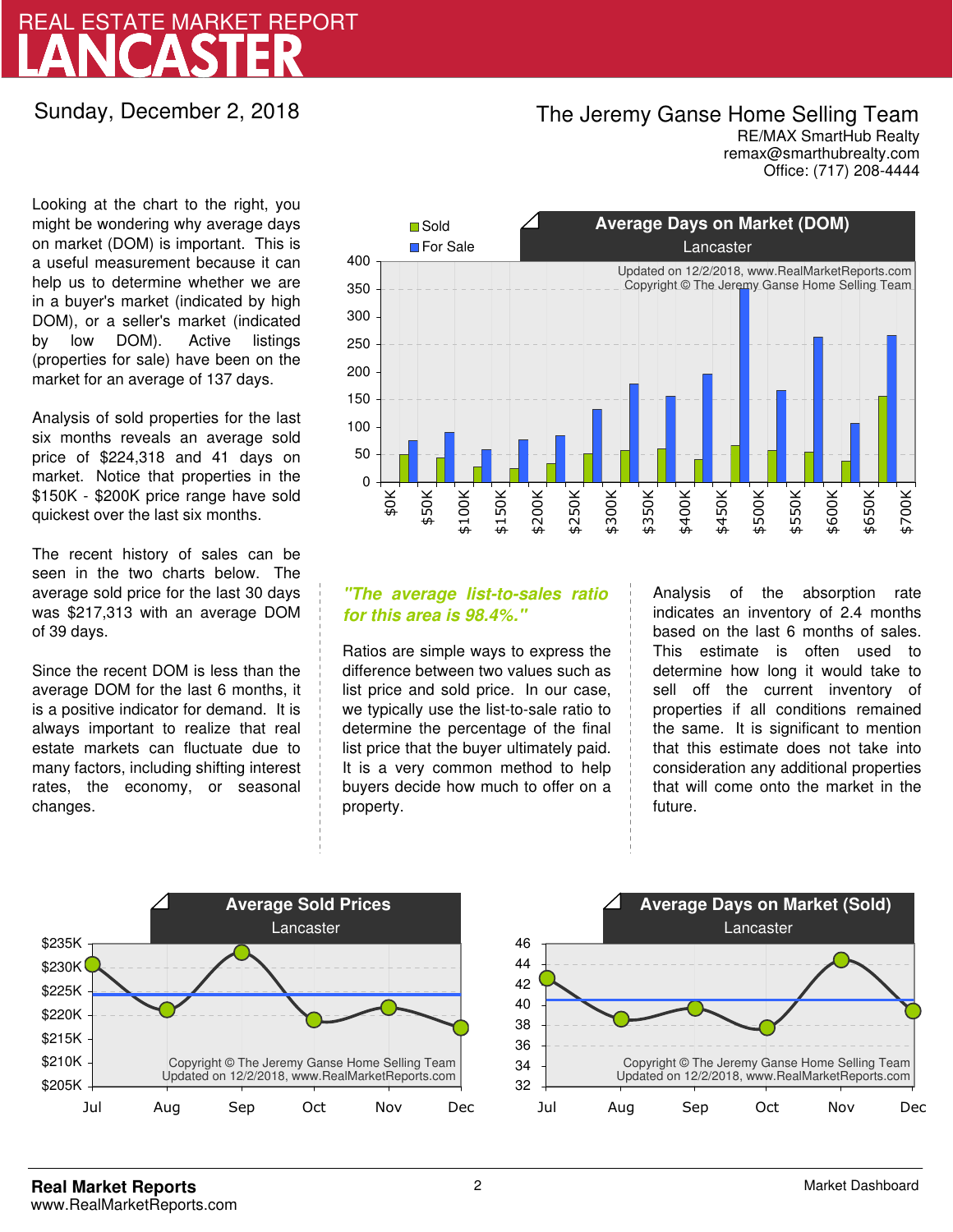# REAL ESTATE MARKET REPORT
# LANCASTER

Sunday, December 2, 2018

**The Jeremy Ganse Home Selling Team**
RE/MAX SmartHub Realty
remax@smarthubrealty.com
Office: (717) 208-4444

Looking at the chart to the right, you might be wondering why average days on market (DOM) is important. This is a useful measurement because it can help us to determine whether we are in a buyer's market (indicated by high DOM), or a seller's market (indicated by low DOM). Active listings (properties for sale) have been on the market for an average of 137 days.

Analysis of sold properties for the last six months reveals an average sold price of $224,318 and 41 days on market. Notice that properties in the $150K - $200K price range have sold quickest over the last six months.

The recent history of sales can be seen in the two charts below. The average sold price for the last 30 days was $217,313 with an average DOM of 39 days.

Since the recent DOM is less than the average DOM for the last 6 months, it is a positive indicator for demand. It is always important to realize that real estate markets can fluctuate due to many factors, including shifting interest rates, the economy, or seasonal changes.

***"The average list-to-sales ratio for this area is 98.4%."***

Ratios are simple ways to express the difference between two values such as list price and sold price. In our case, we typically use the list-to-sale ratio to determine the percentage of the final list price that the buyer ultimately paid. It is a very common method to help buyers decide how much to offer on a property.

Analysis of the absorption rate indicates an inventory of 2.4 months based on the last 6 months of sales. This estimate is often used to determine how long it would take to sell off the current inventory of properties if all conditions remained the same. It is significant to mention that this estimate does not take into consideration any additional properties that will come onto the market in the future.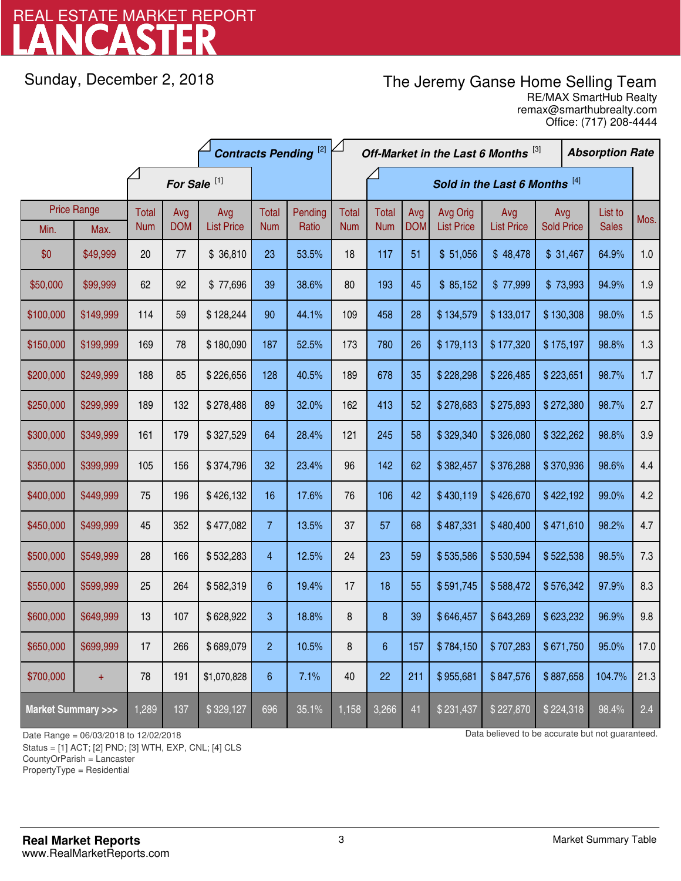# LANCASTER
REAL ESTATE MARKET REPORT

Sunday, December 2, 2018

The Jeremy Ganse Home Selling Team
RE/MAX SmartHub Realty
remax@smarthubrealty.com
Office: (717) 208-4444

| Price Range | | For Sale [1] | | | Contracts Pending [2] | | Off-Market in the Last 6 Months [3] | Sold in the Last 6 Months [4] | | | | | | Absorption Rate |
|---|---|---|---|---|---|---|---|---|---|---|---|---|---|---|
| Min. | Max. | Total Num | Avg DOM | Avg List Price | Total Num | Pending Ratio | Total Num | Total Num | Avg DOM | Avg Orig List Price | Avg List Price | Avg Sold Price | List to Sales | Mos. |
| $0 | $49,999 | 20 | 77 | $ 36,810 | 23 | 53.5% | 18 | 117 | 51 | $ 51,056 | $ 48,478 | $ 31,467 | 64.9% | 1.0 |
| $50,000 | $99,999 | 62 | 92 | $ 77,696 | 39 | 38.6% | 80 | 193 | 45 | $ 85,152 | $ 77,999 | $ 73,993 | 94.9% | 1.9 |
| $100,000 | $149,999 | 114 | 59 | $ 128,244 | 90 | 44.1% | 109 | 458 | 28 | $ 134,579 | $ 133,017 | $ 130,308 | 98.0% | 1.5 |
| $150,000 | $199,999 | 169 | 78 | $ 180,090 | 187 | 52.5% | 173 | 780 | 26 | $ 179,113 | $ 177,320 | $ 175,197 | 98.8% | 1.3 |
| $200,000 | $249,999 | 188 | 85 | $ 226,656 | 128 | 40.5% | 189 | 678 | 35 | $ 228,298 | $ 226,485 | $ 223,651 | 98.7% | 1.7 |
| $250,000 | $299,999 | 189 | 132 | $ 278,488 | 89 | 32.0% | 162 | 413 | 52 | $ 278,683 | $ 275,893 | $ 272,380 | 98.7% | 2.7 |
| $300,000 | $349,999 | 161 | 179 | $ 327,529 | 64 | 28.4% | 121 | 245 | 58 | $ 329,340 | $ 326,080 | $ 322,262 | 98.8% | 3.9 |
| $350,000 | $399,999 | 105 | 156 | $ 374,796 | 32 | 23.4% | 96 | 142 | 62 | $ 382,457 | $ 376,288 | $ 370,936 | 98.6% | 4.4 |
| $400,000 | $449,999 | 75 | 196 | $ 426,132 | 16 | 17.6% | 76 | 106 | 42 | $ 430,119 | $ 426,670 | $ 422,192 | 99.0% | 4.2 |
| $450,000 | $499,999 | 45 | 352 | $ 477,082 | 7 | 13.5% | 37 | 57 | 68 | $ 487,331 | $ 480,400 | $ 471,610 | 98.2% | 4.7 |
| $500,000 | $549,999 | 28 | 166 | $ 532,283 | 4 | 12.5% | 24 | 23 | 59 | $ 535,586 | $ 530,594 | $ 522,538 | 98.5% | 7.3 |
| $550,000 | $599,999 | 25 | 264 | $ 582,319 | 6 | 19.4% | 17 | 18 | 55 | $ 591,745 | $ 588,472 | $ 576,342 | 97.9% | 8.3 |
| $600,000 | $649,999 | 13 | 107 | $ 628,922 | 3 | 18.8% | 8 | 8 | 39 | $ 646,457 | $ 643,269 | $ 623,232 | 96.9% | 9.8 |
| $650,000 | $699,999 | 17 | 266 | $ 689,079 | 2 | 10.5% | 8 | 6 | 157 | $ 784,150 | $ 707,283 | $ 671,750 | 95.0% | 17.0 |
| $700,000 | + | 78 | 191 | $1,070,828 | 6 | 7.1% | 40 | 22 | 211 | $ 955,681 | $ 847,576 | $ 887,658 | 104.7% | 21.3 |
| **Market Summary >>>** | | 1,289 | 137 | $ 329,127 | 696 | 35.1% | 1,158 | 3,266 | 41 | $ 231,437 | $ 227,870 | $ 224,318 | 98.4% | 2.4 |

Date Range = 06/03/2018 to 12/02/2018
Status = [1] ACT; [2] PND; [3] WTH, EXP, CNL; [4] CLS
CountyOrParish = Lancaster
PropertyType = Residential

Data believed to be accurate but not guaranteed.

**Real Market Reports**
www.RealMarketReports.com

Market Summary Table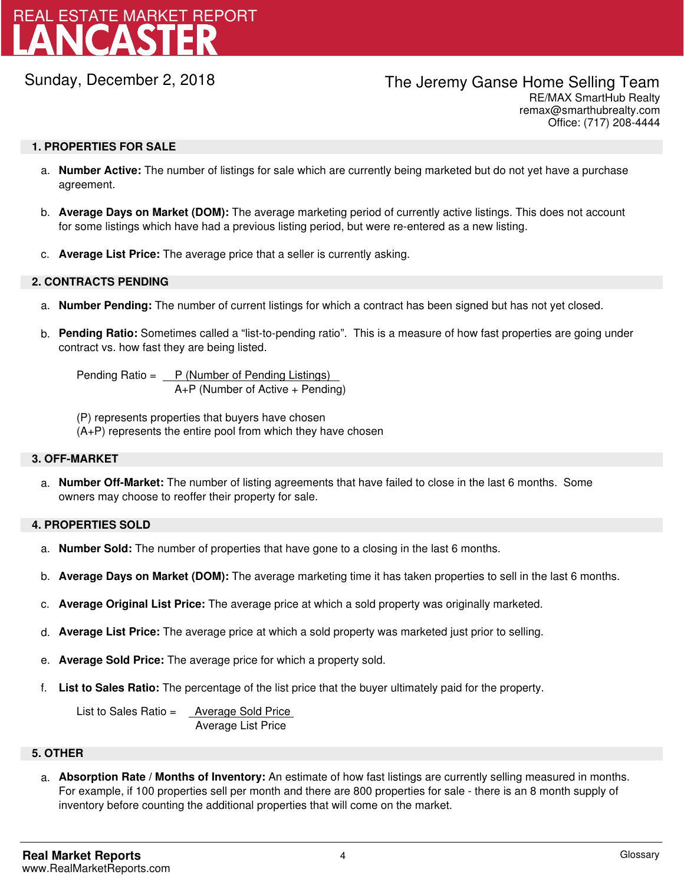# LANCASTER
REAL ESTATE MARKET REPORT

Sunday, December 2, 2018

The Jeremy Ganse Home Selling Team
RE/MAX SmartHub Realty
remax@smarthubrealty.com
Office: (717) 208-4444

## 1. PROPERTIES FOR SALE

a. **Number Active:** The number of listings for sale which are currently being marketed but do not yet have a purchase agreement.

b. **Average Days on Market (DOM):** The average marketing period of currently active listings. This does not account for some listings which have had a previous listing period, but were re-entered as a new listing.

c. **Average List Price:** The average price that a seller is currently asking.

## 2. CONTRACTS PENDING

a. **Number Pending:** The number of current listings for which a contract has been signed but has not yet closed.

b. **Pending Ratio:** Sometimes called a "list-to-pending ratio". This is a measure of how fast properties are going under contract vs. how fast they are being listed.

$$\text{Pending Ratio} = \frac{\text{P (Number of Pending Listings)}}{\text{A+P (Number of Active + Pending)}}$$

(P) represents properties that buyers have chosen
(A+P) represents the entire pool from which they have chosen

## 3. OFF-MARKET

a. **Number Off-Market:** The number of listing agreements that have failed to close in the last 6 months. Some owners may choose to reoffer their property for sale.

## 4. PROPERTIES SOLD

a. **Number Sold:** The number of properties that have gone to a closing in the last 6 months.

b. **Average Days on Market (DOM):** The average marketing time it has taken properties to sell in the last 6 months.

c. **Average Original List Price:** The average price at which a sold property was originally marketed.

d. **Average List Price:** The average price at which a sold property was marketed just prior to selling.

e. **Average Sold Price:** The average price for which a property sold.

f. **List to Sales Ratio:** The percentage of the list price that the buyer ultimately paid for the property.

$$\text{List to Sales Ratio} = \frac{\text{Average Sold Price}}{\text{Average List Price}}$$

## 5. OTHER

a. **Absorption Rate / Months of Inventory:** An estimate of how fast listings are currently selling measured in months. For example, if 100 properties sell per month and there are 800 properties for sale - there is an 8 month supply of inventory before counting the additional properties that will come on the market.